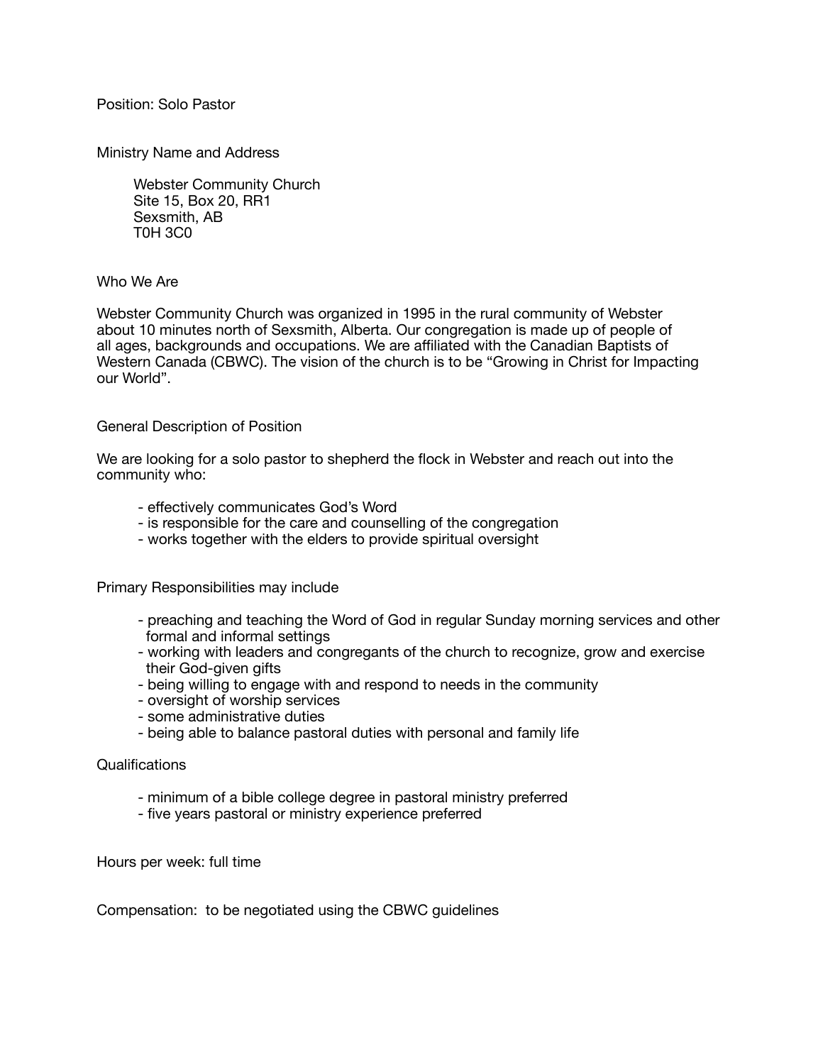Position: Solo Pastor

## Ministry Name and Address

Webster Community Church
Site 15, Box 20, RR1
Sexsmith, AB
T0H 3C0

## Who We Are

Webster Community Church was organized in 1995 in the rural community of Webster about 10 minutes north of Sexsmith, Alberta. Our congregation is made up of people of all ages, backgrounds and occupations. We are affiliated with the Canadian Baptists of Western Canada (CBWC). The vision of the church is to be "Growing in Christ for Impacting our World".

## General Description of Position

We are looking for a solo pastor to shepherd the flock in Webster and reach out into the community who:

- effectively communicates God's Word
- is responsible for the care and counselling of the congregation
- works together with the elders to provide spiritual oversight

## Primary Responsibilities may include

- preaching and teaching the Word of God in regular Sunday morning services and other formal and informal settings
- working with leaders and congregants of the church to recognize, grow and exercise their God-given gifts
- being willing to engage with and respond to needs in the community
- oversight of worship services
- some administrative duties
- being able to balance pastoral duties with personal and family life

## Qualifications

- minimum of a bible college degree in pastoral ministry preferred
- five years pastoral or ministry experience preferred

Hours per week: full time

Compensation: to be negotiated using the CBWC guidelines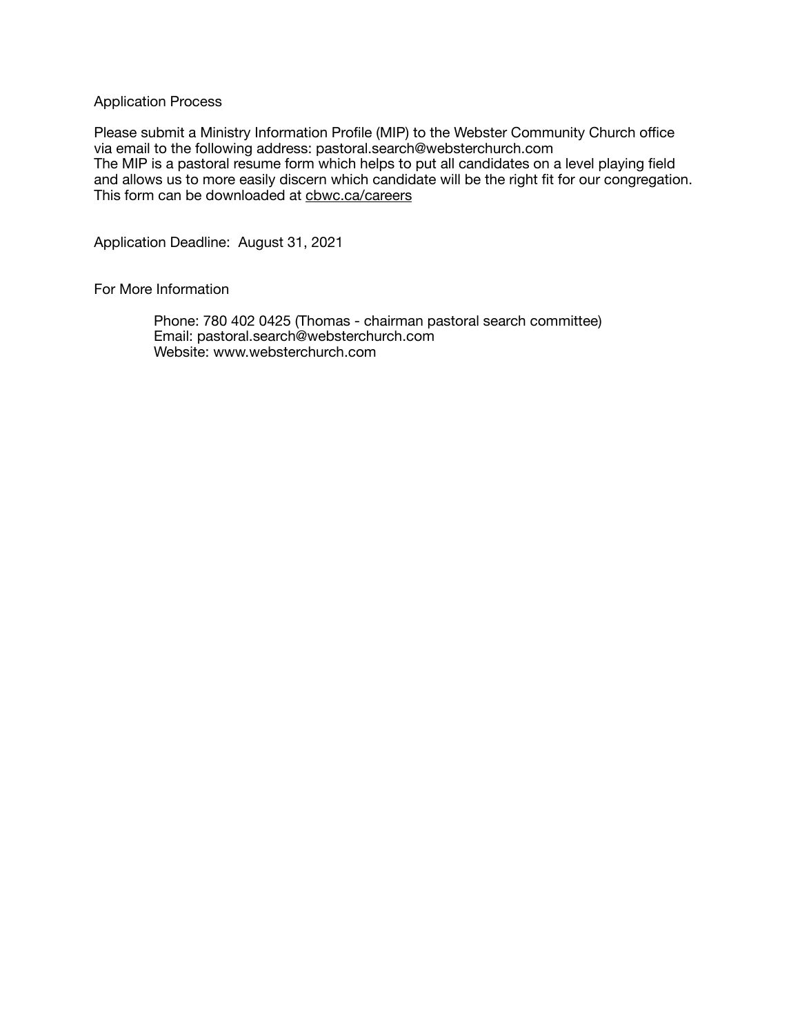## Application Process

Please submit a Ministry Information Profile (MIP) to the Webster Community Church office via email to the following address: pastoral.search@websterchurch.com
The MIP is a pastoral resume form which helps to put all candidates on a level playing field and allows us to more easily discern which candidate will be the right fit for our congregation. This form can be downloaded at cbwc.ca/careers

Application Deadline: August 31, 2021

## For More Information

Phone: 780 402 0425 (Thomas - chairman pastoral search committee)
Email: pastoral.search@websterchurch.com
Website: www.websterchurch.com